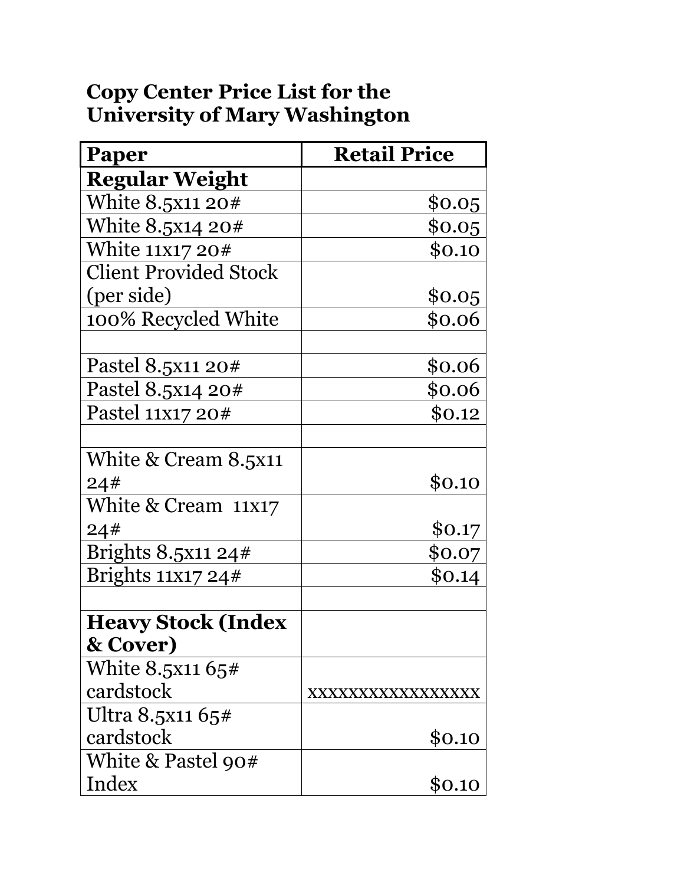# Copy Center Price List for the University of Mary Washington

| Paper | Retail Price |
|---|---|
| **Regular Weight** | |
| White 8.5x11 20# | $0.05 |
| White 8.5x14 20# | $0.05 |
| White 11x17 20# | $0.10 |
| Client Provided Stock (per side) | $0.05 |
| 100% Recycled White | $0.06 |
| | |
| Pastel 8.5x11 20# | $0.06 |
| Pastel 8.5x14 20# | $0.06 |
| Pastel 11x17 20# | $0.12 |
| | |
| White & Cream 8.5x11 24# | $0.10 |
| White & Cream 11x17 24# | $0.17 |
| Brights 8.5x11 24# | $0.07 |
| Brights 11x17 24# | $0.14 |
| | |
| **Heavy Stock (Index & Cover)** | |
| White 8.5x11 65# cardstock | xxxxxxxxxxxxxxxxx |
| Ultra 8.5x11 65# cardstock | $0.10 |
| White & Pastel 90# Index | $0.10 |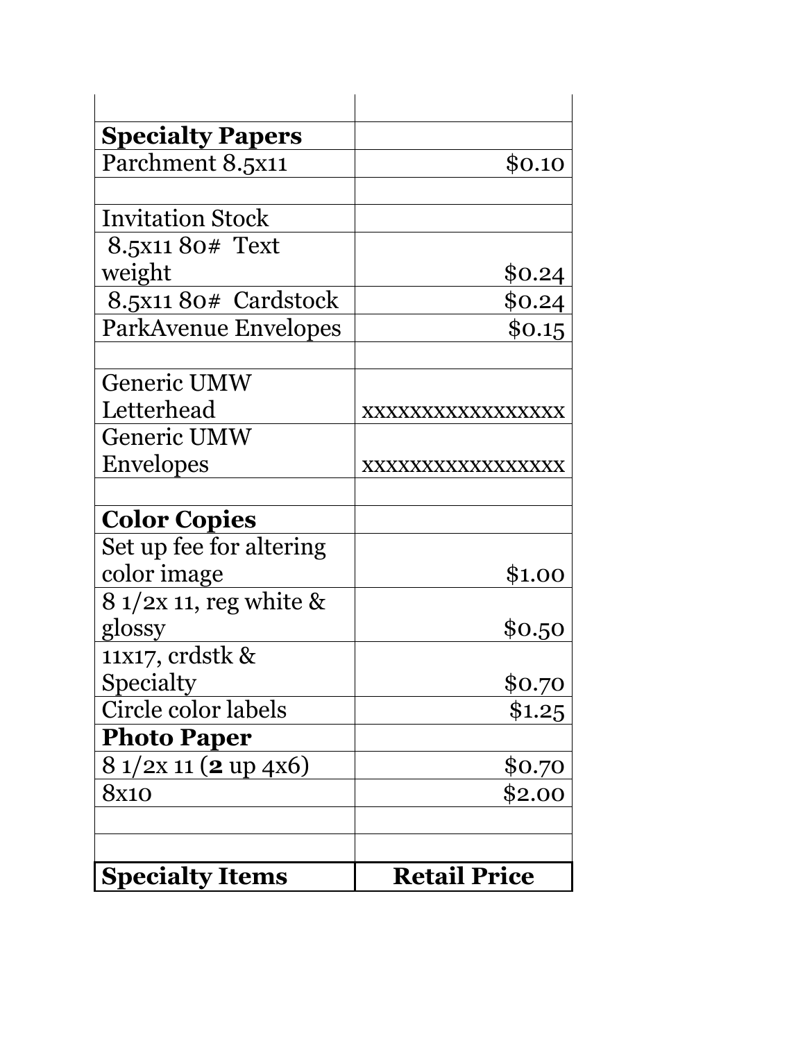| | |
|---|---|
| **Specialty Papers** | |
| Parchment 8.5x11 | $0.10 |
| | |
| Invitation Stock | |
| 8.5x11 80# Text weight | $0.24 |
| 8.5x11 80# Cardstock | $0.24 |
| ParkAvenue Envelopes | $0.15 |
| | |
| Generic UMW Letterhead | xxxxxxxxxxxxxxxx |
| Generic UMW Envelopes | xxxxxxxxxxxxxxxx |
| | |
| **Color Copies** | |
| Set up fee for altering color image | $1.00 |
| 8 1/2x 11, reg white & glossy | $0.50 |
| 11x17, crdstk & Specialty | $0.70 |
| Circle color labels | $1.25 |
| **Photo Paper** | |
| 8 1/2x 11 (**2** up 4x6) | $0.70 |
| 8x10 | $2.00 |
| | |
| | |
| **Specialty Items** | **Retail Price** |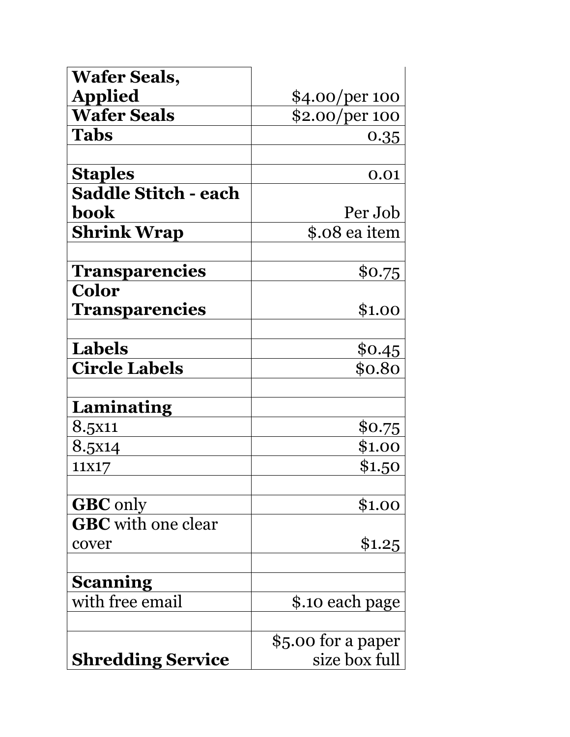| | |
|---|---|
| **Wafer Seals, Applied** | $4.00/per 100 |
| **Wafer Seals** | $2.00/per 100 |
| **Tabs** | 0.35 |
| | |
| **Staples** | 0.01 |
| **Saddle Stitch - each book** | Per Job |
| **Shrink Wrap** | $.08 ea item |
| | |
| **Transparencies** | $0.75 |
| **Color Transparencies** | $1.00 |
| | |
| **Labels** | $0.45 |
| **Circle Labels** | $0.80 |
| | |
| **Laminating** | |
| 8.5x11 | $0.75 |
| 8.5x14 | $1.00 |
| 11x17 | $1.50 |
| | |
| **GBC** only | $1.00 |
| **GBC** with one clear cover | $1.25 |
| | |
| **Scanning** | |
| with free email | $.10 each page |
| | |
| **Shredding Service** | $5.00 for a paper size box full |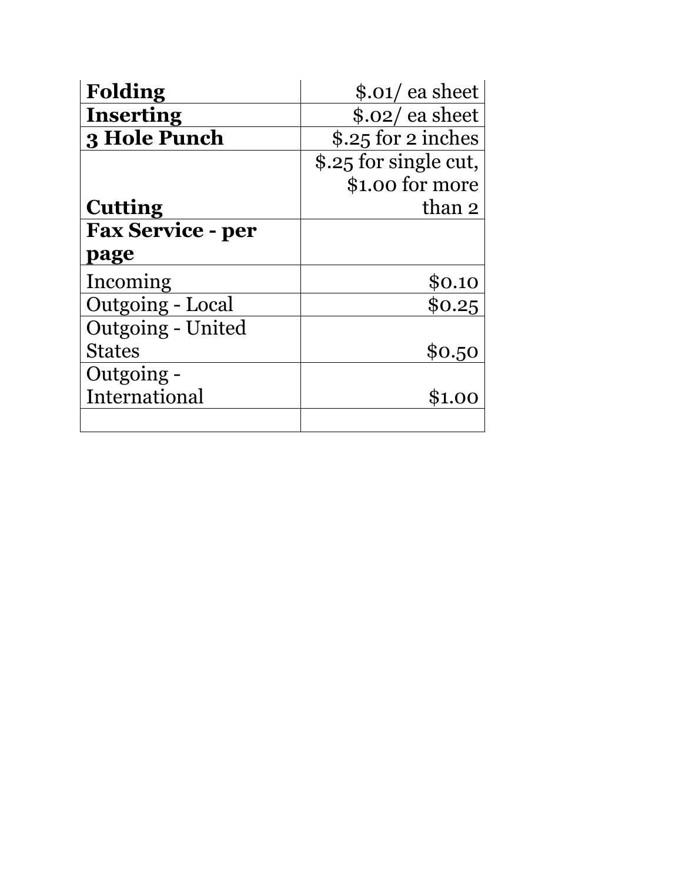| | |
|---|---|
| **Folding** | $.01/ ea sheet |
| **Inserting** | $.02/ ea sheet |
| **3 Hole Punch** | $.25 for 2 inches |
| **Cutting** | $.25 for single cut, $1.00 for more than 2 |
| **Fax Service - per page** | |
| Incoming | $0.10 |
| Outgoing - Local | $0.25 |
| Outgoing - United States | $0.50 |
| Outgoing - International | $1.00 |
| | |